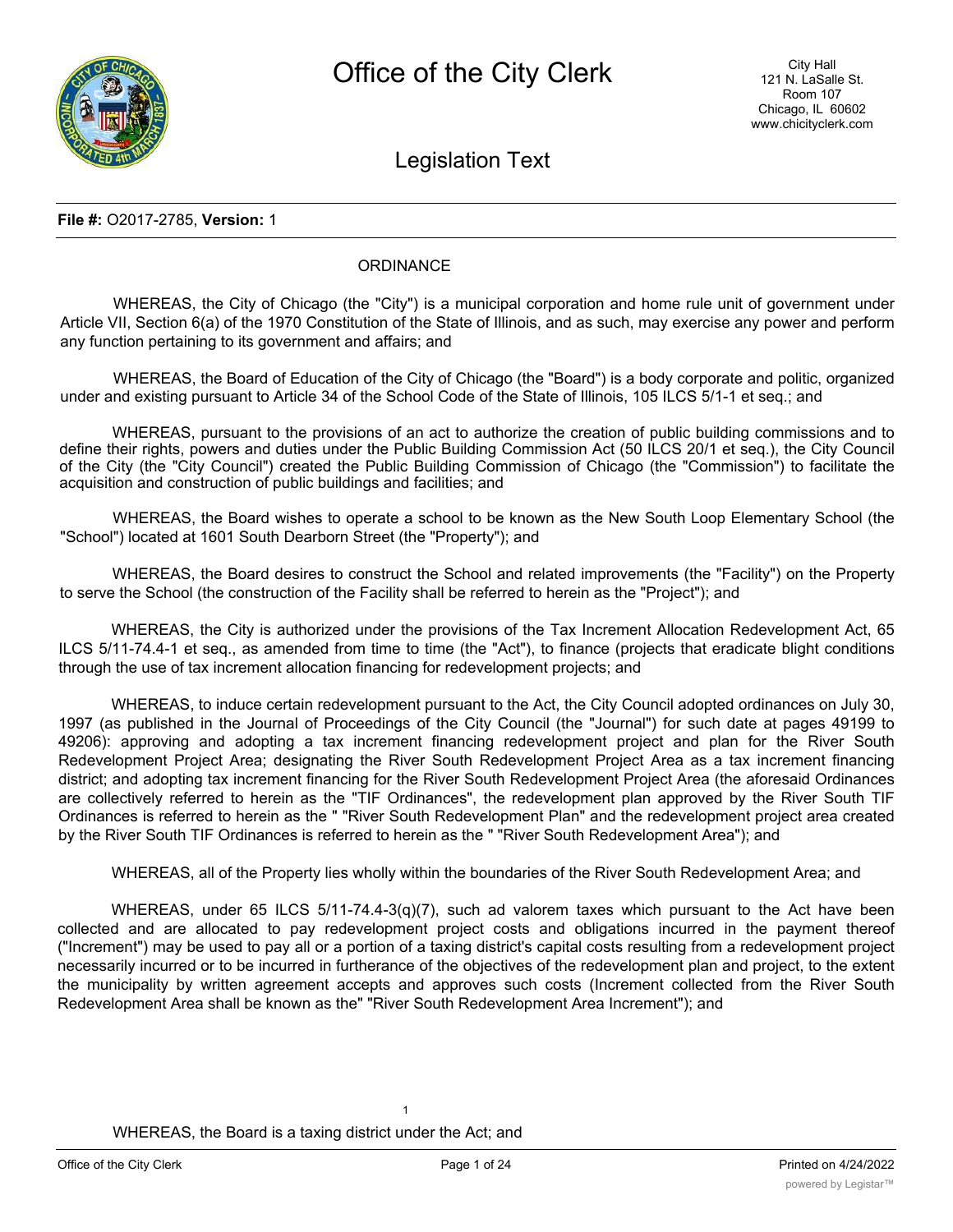File #: O2017-2785, Version: 1

ORDINANCE

WHEREAS, the City of Chicago (the "City") is a municipal corporation and home rule unit of government under Article VII, Section 6(a) of the 1970 Constitution of the State of Illinois, and as such, may exercise any power and perform any function pertaining to its government and affairs; and

WHEREAS, the Board of Education of the City of Chicago (the "Board") is a body corporate and politic, organized under and existing pursuant to Article 34 of the School Code of the State of Illinois, 105 ILCS 5/1-1 et seq.; and

WHEREAS, pursuant to the provisions of an act to authorize the creation of public building commissions and to define their rights, powers and duties under the Public Building Commission Act (50 ILCS 20/1 et seq.), the City Council of the City (the "City Council") created the Public Building Commission of Chicago (the "Commission") to facilitate the acquisition and construction of public buildings and facilities; and

WHEREAS, the Board wishes to operate a school to be known as the New South Loop Elementary School (the "School") located at 1601 South Dearborn Street (the "Property"); and

WHEREAS, the Board desires to construct the School and related improvements (the "Facility") on the Property to serve the School (the construction of the Facility shall be referred to herein as the "Project"); and

WHEREAS, the City is authorized under the provisions of the Tax Increment Allocation Redevelopment Act, 65 ILCS 5/11-74.4-1 et seq., as amended from time to time (the "Act"), to finance (projects that eradicate blight conditions through the use of tax increment allocation financing for redevelopment projects; and

WHEREAS, to induce certain redevelopment pursuant to the Act, the City Council adopted ordinances on July 30, 1997 (as published in the Journal of Proceedings of the City Council (the "Journal") for such date at pages 49199 to 49206): approving and adopting a tax increment financing redevelopment project and plan for the River South Redevelopment Project Area; designating the River South Redevelopment Project Area as a tax increment financing district; and adopting tax increment financing for the River South Redevelopment Project Area (the aforesaid Ordinances are collectively referred to herein as the "TIF Ordinances", the redevelopment plan approved by the River South TIF Ordinances is referred to herein as the " "River South Redevelopment Plan" and the redevelopment project area created by the River South TIF Ordinances is referred to herein as the " "River South Redevelopment Area"); and

WHEREAS, all of the Property lies wholly within the boundaries of the River South Redevelopment Area; and

WHEREAS, under 65 ILCS 5/11-74.4-3(q)(7), such ad valorem taxes which pursuant to the Act have been collected and are allocated to pay redevelopment project costs and obligations incurred in the payment thereof ("Increment") may be used to pay all or a portion of a taxing district's capital costs resulting from a redevelopment project necessarily incurred or to be incurred in furtherance of the objectives of the redevelopment plan and project, to the extent the municipality by written agreement accepts and approves such costs (Increment collected from the River South Redevelopment Area shall be known as the" "River South Redevelopment Area Increment"); and

WHEREAS, the Board is a taxing district under the Act; and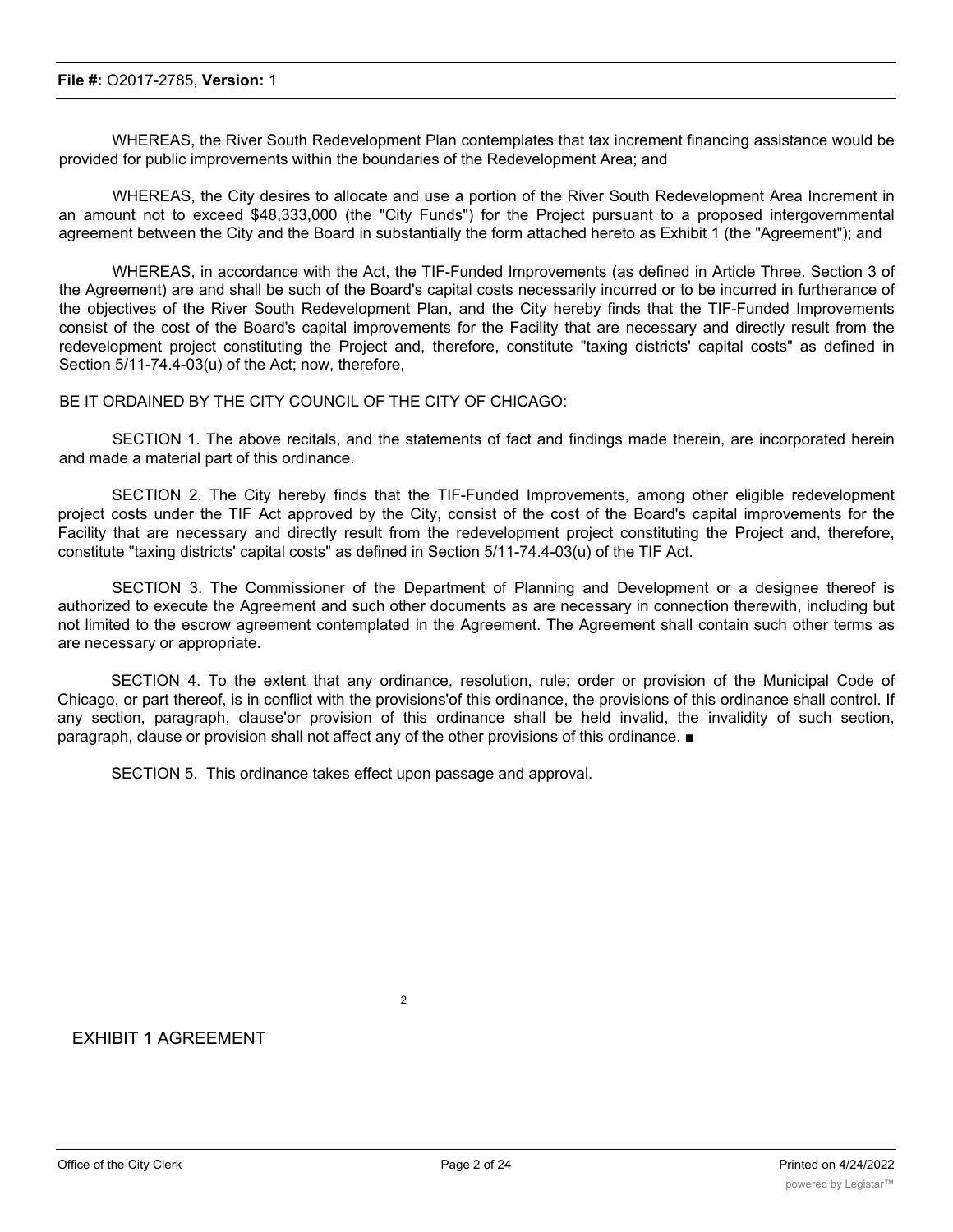WHEREAS, the River South Redevelopment Plan contemplates that tax increment financing assistance would be provided for public improvements within the boundaries of the Redevelopment Area; and

WHEREAS, the City desires to allocate and use a portion of the River South Redevelopment Area Increment in an amount not to exceed $48,333,000 (the "City Funds") for the Project pursuant to a proposed intergovernmental agreement between the City and the Board in substantially the form attached hereto as Exhibit 1 (the "Agreement"); and

WHEREAS, in accordance with the Act, the TIF-Funded Improvements (as defined in Article Three. Section 3 of the Agreement) are and shall be such of the Board's capital costs necessarily incurred or to be incurred in furtherance of the objectives of the River South Redevelopment Plan, and the City hereby finds that the TIF-Funded Improvements consist of the cost of the Board's capital improvements for the Facility that are necessary and directly result from the redevelopment project constituting the Project and, therefore, constitute "taxing districts' capital costs" as defined in Section 5/11-74.4-03(u) of the Act; now, therefore,

BE IT ORDAINED BY THE CITY COUNCIL OF THE CITY OF CHICAGO:

SECTION 1. The above recitals, and the statements of fact and findings made therein, are incorporated herein and made a material part of this ordinance.

SECTION 2. The City hereby finds that the TIF-Funded Improvements, among other eligible redevelopment project costs under the TIF Act approved by the City, consist of the cost of the Board's capital improvements for the Facility that are necessary and directly result from the redevelopment project constituting the Project and, therefore, constitute "taxing districts' capital costs" as defined in Section 5/11-74.4-03(u) of the TIF Act.

SECTION 3. The Commissioner of the Department of Planning and Development or a designee thereof is authorized to execute the Agreement and such other documents as are necessary in connection therewith, including but not limited to the escrow agreement contemplated in the Agreement. The Agreement shall contain such other terms as are necessary or appropriate.

SECTION 4. To the extent that any ordinance, resolution, rule; order or provision of the Municipal Code of Chicago, or part thereof, is in conflict with the provisions'of this ordinance, the provisions of this ordinance shall control. If any section, paragraph, clause'or provision of this ordinance shall be held invalid, the invalidity of such section, paragraph, clause or provision shall not affect any of the other provisions of this ordinance. ■

SECTION 5. This ordinance takes effect upon passage and approval.

EXHIBIT 1 AGREEMENT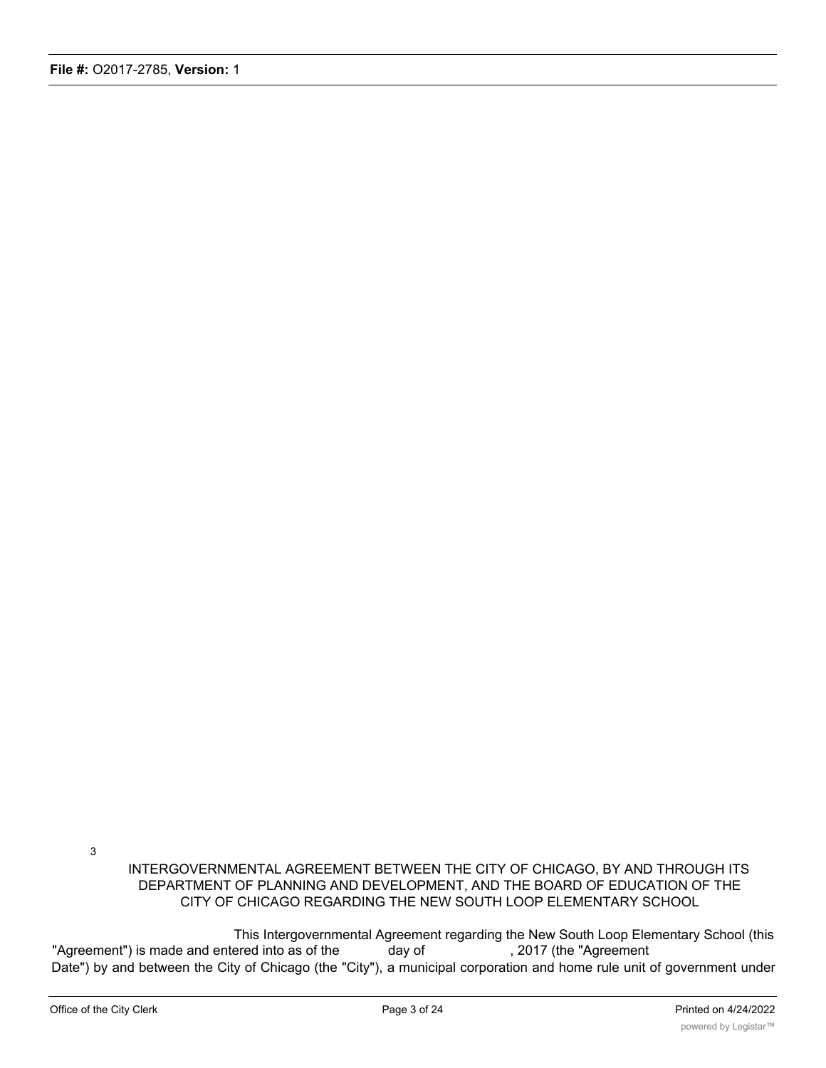# INTERGOVERNMENTAL AGREEMENT BETWEEN THE CITY OF CHICAGO, BY AND THROUGH ITS DEPARTMENT OF PLANNING AND DEVELOPMENT, AND THE BOARD OF EDUCATION OF THE CITY OF CHICAGO REGARDING THE NEW SOUTH LOOP ELEMENTARY SCHOOL

This Intergovernmental Agreement regarding the New South Loop Elementary School (this "Agreement") is made and entered into as of the ______ day of ____________, 2017 (the "Agreement Date") by and between the City of Chicago (the "City"), a municipal corporation and home rule unit of government under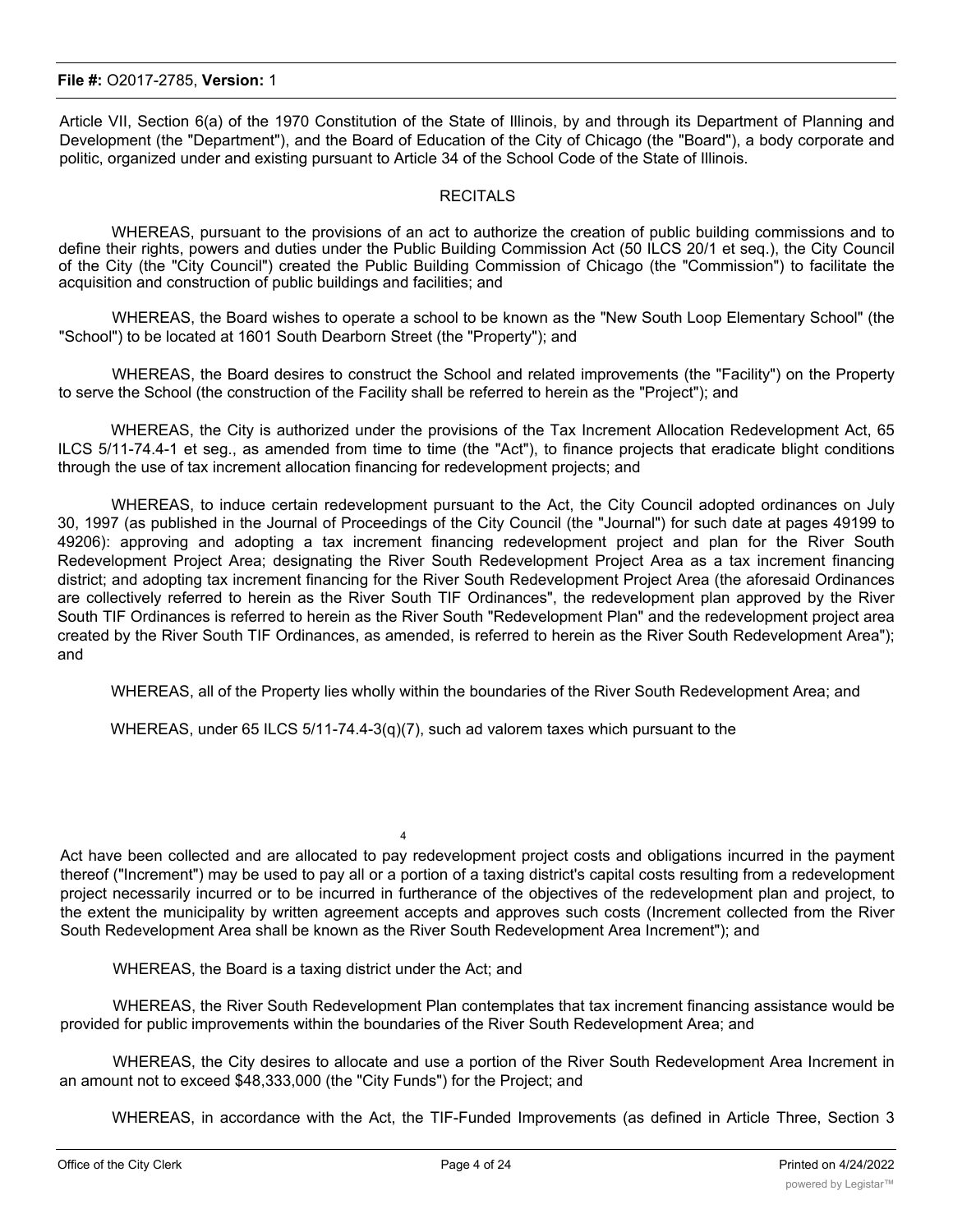Article VII, Section 6(a) of the 1970 Constitution of the State of Illinois, by and through its Department of Planning and Development (the "Department"), and the Board of Education of the City of Chicago (the "Board"), a body corporate and politic, organized under and existing pursuant to Article 34 of the School Code of the State of Illinois.

RECITALS

WHEREAS, pursuant to the provisions of an act to authorize the creation of public building commissions and to define their rights, powers and duties under the Public Building Commission Act (50 ILCS 20/1 et seq.), the City Council of the City (the "City Council") created the Public Building Commission of Chicago (the "Commission") to facilitate the acquisition and construction of public buildings and facilities; and

WHEREAS, the Board wishes to operate a school to be known as the "New South Loop Elementary School" (the "School") to be located at 1601 South Dearborn Street (the "Property"); and

WHEREAS, the Board desires to construct the School and related improvements (the "Facility") on the Property to serve the School (the construction of the Facility shall be referred to herein as the "Project"); and

WHEREAS, the City is authorized under the provisions of the Tax Increment Allocation Redevelopment Act, 65 ILCS 5/11-74.4-1 et seg., as amended from time to time (the "Act"), to finance projects that eradicate blight conditions through the use of tax increment allocation financing for redevelopment projects; and

WHEREAS, to induce certain redevelopment pursuant to the Act, the City Council adopted ordinances on July 30, 1997 (as published in the Journal of Proceedings of the City Council (the "Journal") for such date at pages 49199 to 49206): approving and adopting a tax increment financing redevelopment project and plan for the River South Redevelopment Project Area; designating the River South Redevelopment Project Area as a tax increment financing district; and adopting tax increment financing for the River South Redevelopment Project Area (the aforesaid Ordinances are collectively referred to herein as the River South TIF Ordinances", the redevelopment plan approved by the River South TIF Ordinances is referred to herein as the River South "Redevelopment Plan" and the redevelopment project area created by the River South TIF Ordinances, as amended, is referred to herein as the River South Redevelopment Area"); and

WHEREAS, all of the Property lies wholly within the boundaries of the River South Redevelopment Area; and

WHEREAS, under 65 ILCS 5/11-74.4-3(q)(7), such ad valorem taxes which pursuant to the Act have been collected and are allocated to pay redevelopment project costs and obligations incurred in the payment thereof ("Increment") may be used to pay all or a portion of a taxing district's capital costs resulting from a redevelopment project necessarily incurred or to be incurred in furtherance of the objectives of the redevelopment plan and project, to the extent the municipality by written agreement accepts and approves such costs (Increment collected from the River South Redevelopment Area shall be known as the River South Redevelopment Area Increment"); and

WHEREAS, the Board is a taxing district under the Act; and

WHEREAS, the River South Redevelopment Plan contemplates that tax increment financing assistance would be provided for public improvements within the boundaries of the River South Redevelopment Area; and

WHEREAS, the City desires to allocate and use a portion of the River South Redevelopment Area Increment in an amount not to exceed $48,333,000 (the "City Funds") for the Project; and

WHEREAS, in accordance with the Act, the TIF-Funded Improvements (as defined in Article Three, Section 3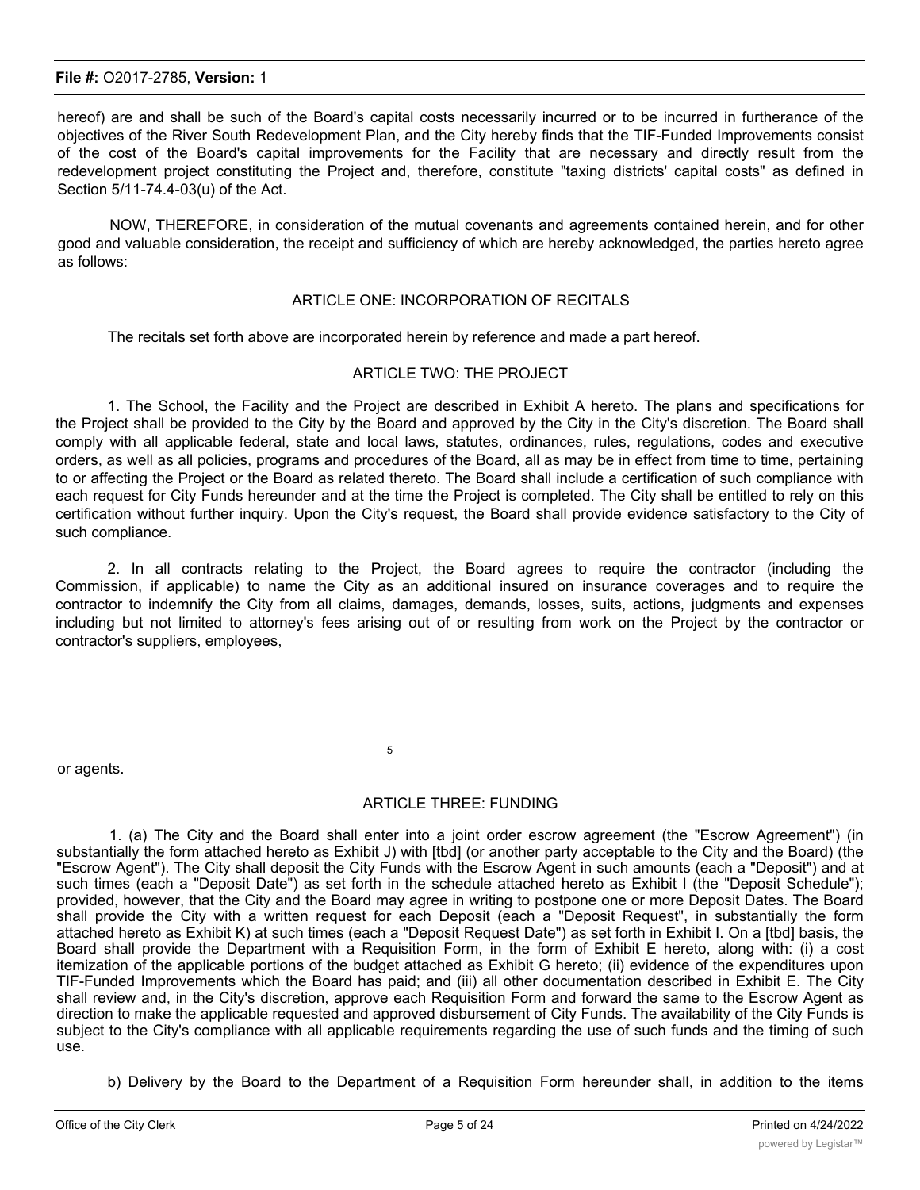hereof) are and shall be such of the Board's capital costs necessarily incurred or to be incurred in furtherance of the objectives of the River South Redevelopment Plan, and the City hereby finds that the TIF-Funded Improvements consist of the cost of the Board's capital improvements for the Facility that are necessary and directly result from the redevelopment project constituting the Project and, therefore, constitute "taxing districts' capital costs" as defined in Section 5/11-74.4-03(u) of the Act.

NOW, THEREFORE, in consideration of the mutual covenants and agreements contained herein, and for other good and valuable consideration, the receipt and sufficiency of which are hereby acknowledged, the parties hereto agree as follows:

## ARTICLE ONE: INCORPORATION OF RECITALS

The recitals set forth above are incorporated herein by reference and made a part hereof.

## ARTICLE TWO: THE PROJECT

1. The School, the Facility and the Project are described in Exhibit A hereto. The plans and specifications for the Project shall be provided to the City by the Board and approved by the City in the City's discretion. The Board shall comply with all applicable federal, state and local laws, statutes, ordinances, rules, regulations, codes and executive orders, as well as all policies, programs and procedures of the Board, all as may be in effect from time to time, pertaining to or affecting the Project or the Board as related thereto. The Board shall include a certification of such compliance with each request for City Funds hereunder and at the time the Project is completed. The City shall be entitled to rely on this certification without further inquiry. Upon the City's request, the Board shall provide evidence satisfactory to the City of such compliance.

2. In all contracts relating to the Project, the Board agrees to require the contractor (including the Commission, if applicable) to name the City as an additional insured on insurance coverages and to require the contractor to indemnify the City from all claims, damages, demands, losses, suits, actions, judgments and expenses including but not limited to attorney's fees arising out of or resulting from work on the Project by the contractor or contractor's suppliers, employees, or agents.

## ARTICLE THREE: FUNDING

1. (a) The City and the Board shall enter into a joint order escrow agreement (the "Escrow Agreement") (in substantially the form attached hereto as Exhibit J) with [tbd] (or another party acceptable to the City and the Board) (the "Escrow Agent"). The City shall deposit the City Funds with the Escrow Agent in such amounts (each a "Deposit") and at such times (each a "Deposit Date") as set forth in the schedule attached hereto as Exhibit I (the "Deposit Schedule"); provided, however, that the City and the Board may agree in writing to postpone one or more Deposit Dates. The Board shall provide the City with a written request for each Deposit (each a "Deposit Request", in substantially the form attached hereto as Exhibit K) at such times (each a "Deposit Request Date") as set forth in Exhibit I. On a [tbd] basis, the Board shall provide the Department with a Requisition Form, in the form of Exhibit E hereto, along with: (i) a cost itemization of the applicable portions of the budget attached as Exhibit G hereto; (ii) evidence of the expenditures upon TIF-Funded Improvements which the Board has paid; and (iii) all other documentation described in Exhibit E. The City shall review and, in the City's discretion, approve each Requisition Form and forward the same to the Escrow Agent as direction to make the applicable requested and approved disbursement of City Funds. The availability of the City Funds is subject to the City's compliance with all applicable requirements regarding the use of such funds and the timing of such use.

b) Delivery by the Board to the Department of a Requisition Form hereunder shall, in addition to the items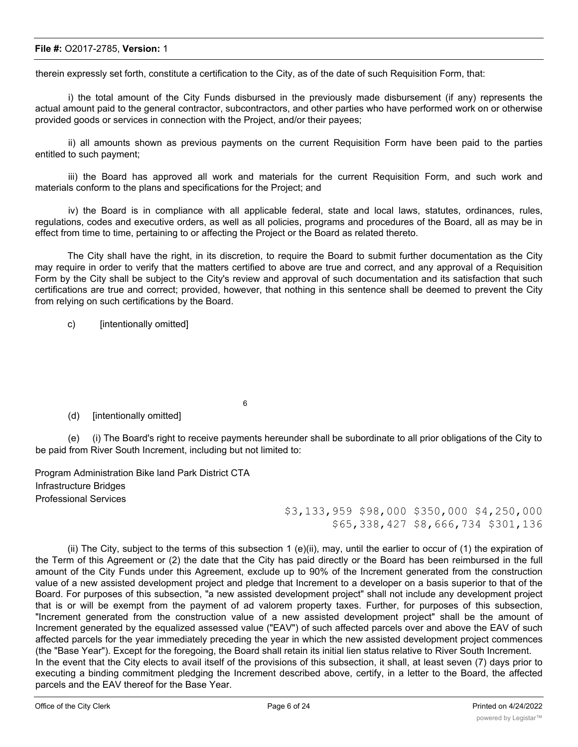therein expressly set forth, constitute a certification to the City, as of the date of such Requisition Form, that:

i) the total amount of the City Funds disbursed in the previously made disbursement (if any) represents the actual amount paid to the general contractor, subcontractors, and other parties who have performed work on or otherwise provided goods or services in connection with the Project, and/or their payees;

ii) all amounts shown as previous payments on the current Requisition Form have been paid to the parties entitled to such payment;

iii) the Board has approved all work and materials for the current Requisition Form, and such work and materials conform to the plans and specifications for the Project; and

iv) the Board is in compliance with all applicable federal, state and local laws, statutes, ordinances, rules, regulations, codes and executive orders, as well as all policies, programs and procedures of the Board, all as may be in effect from time to time, pertaining to or affecting the Project or the Board as related thereto.

The City shall have the right, in its discretion, to require the Board to submit further documentation as the City may require in order to verify that the matters certified to above are true and correct, and any approval of a Requisition Form by the City shall be subject to the City's review and approval of such documentation and its satisfaction that such certifications are true and correct; provided, however, that nothing in this sentence shall be deemed to prevent the City from relying on such certifications by the Board.

c) [intentionally omitted]

(d) [intentionally omitted]

(e) (i) The Board's right to receive payments hereunder shall be subordinate to all prior obligations of the City to be paid from River South Increment, including but not limited to:

Program Administration Bike land Park District CTA
Infrastructure Bridges
Professional Services

$3,133,959 $98,000 $350,000 $4,250,000
$65,338,427 $8,666,734 $301,136

(ii) The City, subject to the terms of this subsection 1 (e)(ii), may, until the earlier to occur of (1) the expiration of the Term of this Agreement or (2) the date that the City has paid directly or the Board has been reimbursed in the full amount of the City Funds under this Agreement, exclude up to 90% of the Increment generated from the construction value of a new assisted development project and pledge that Increment to a developer on a basis superior to that of the Board. For purposes of this subsection, "a new assisted development project" shall not include any development project that is or will be exempt from the payment of ad valorem property taxes. Further, for purposes of this subsection, "Increment generated from the construction value of a new assisted development project" shall be the amount of Increment generated by the equalized assessed value ("EAV") of such affected parcels over and above the EAV of such affected parcels for the year immediately preceding the year in which the new assisted development project commences (the "Base Year"). Except for the foregoing, the Board shall retain its initial lien status relative to River South Increment.

In the event that the City elects to avail itself of the provisions of this subsection, it shall, at least seven (7) days prior to executing a binding commitment pledging the Increment described above, certify, in a letter to the Board, the affected parcels and the EAV thereof for the Base Year.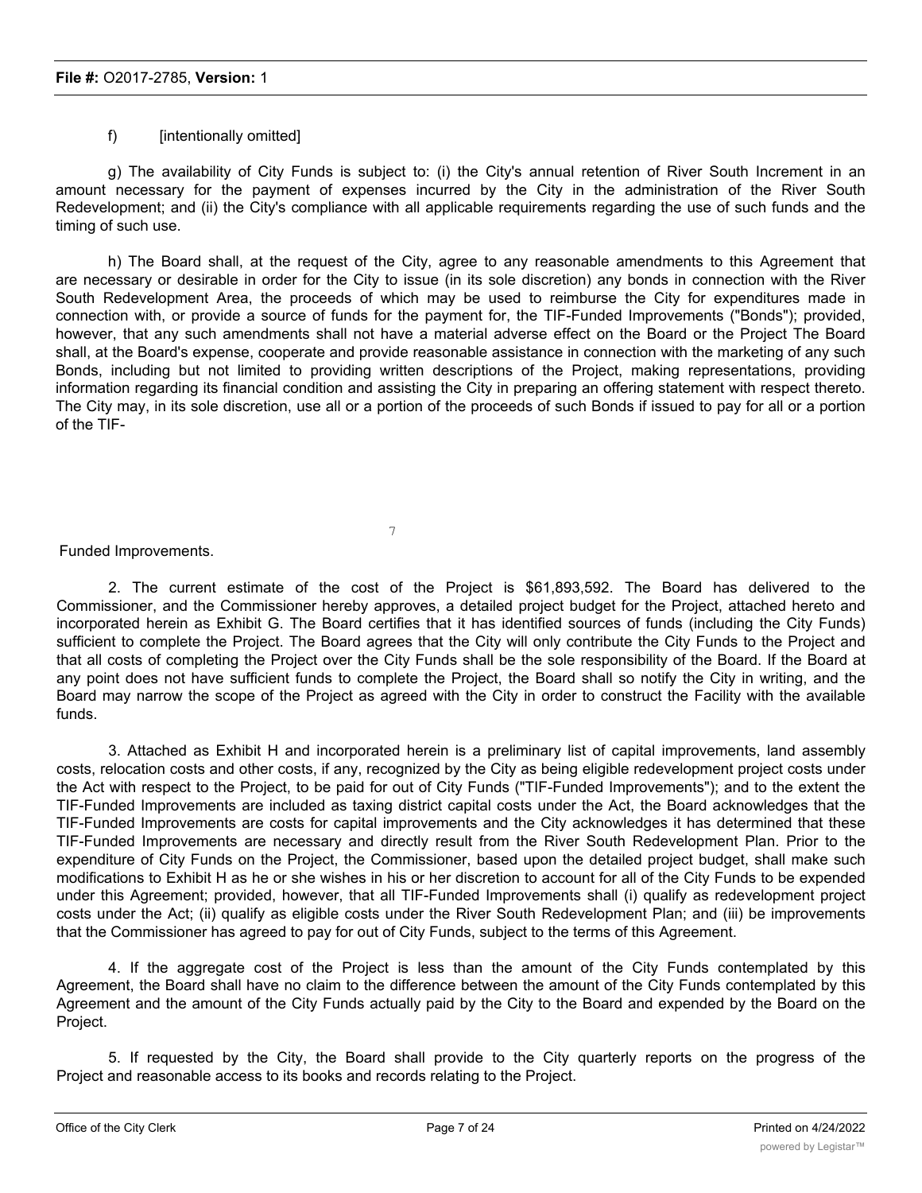f) [intentionally omitted]

g) The availability of City Funds is subject to: (i) the City's annual retention of River South Increment in an amount necessary for the payment of expenses incurred by the City in the administration of the River South Redevelopment; and (ii) the City's compliance with all applicable requirements regarding the use of such funds and the timing of such use.

h) The Board shall, at the request of the City, agree to any reasonable amendments to this Agreement that are necessary or desirable in order for the City to issue (in its sole discretion) any bonds in connection with the River South Redevelopment Area, the proceeds of which may be used to reimburse the City for expenditures made in connection with, or provide a source of funds for the payment for, the TIF-Funded Improvements ("Bonds"); provided, however, that any such amendments shall not have a material adverse effect on the Board or the Project The Board shall, at the Board's expense, cooperate and provide reasonable assistance in connection with the marketing of any such Bonds, including but not limited to providing written descriptions of the Project, making representations, providing information regarding its financial condition and assisting the City in preparing an offering statement with respect thereto. The City may, in its sole discretion, use all or a portion of the proceeds of such Bonds if issued to pay for all or a portion of the TIF-Funded Improvements.

2. The current estimate of the cost of the Project is $61,893,592. The Board has delivered to the Commissioner, and the Commissioner hereby approves, a detailed project budget for the Project, attached hereto and incorporated herein as Exhibit G. The Board certifies that it has identified sources of funds (including the City Funds) sufficient to complete the Project. The Board agrees that the City will only contribute the City Funds to the Project and that all costs of completing the Project over the City Funds shall be the sole responsibility of the Board. If the Board at any point does not have sufficient funds to complete the Project, the Board shall so notify the City in writing, and the Board may narrow the scope of the Project as agreed with the City in order to construct the Facility with the available funds.

3. Attached as Exhibit H and incorporated herein is a preliminary list of capital improvements, land assembly costs, relocation costs and other costs, if any, recognized by the City as being eligible redevelopment project costs under the Act with respect to the Project, to be paid for out of City Funds ("TIF-Funded Improvements"); and to the extent the TIF-Funded Improvements are included as taxing district capital costs under the Act, the Board acknowledges that the TIF-Funded Improvements are costs for capital improvements and the City acknowledges it has determined that these TIF-Funded Improvements are necessary and directly result from the River South Redevelopment Plan. Prior to the expenditure of City Funds on the Project, the Commissioner, based upon the detailed project budget, shall make such modifications to Exhibit H as he or she wishes in his or her discretion to account for all of the City Funds to be expended under this Agreement; provided, however, that all TIF-Funded Improvements shall (i) qualify as redevelopment project costs under the Act; (ii) qualify as eligible costs under the River South Redevelopment Plan; and (iii) be improvements that the Commissioner has agreed to pay for out of City Funds, subject to the terms of this Agreement.

4. If the aggregate cost of the Project is less than the amount of the City Funds contemplated by this Agreement, the Board shall have no claim to the difference between the amount of the City Funds contemplated by this Agreement and the amount of the City Funds actually paid by the City to the Board and expended by the Board on the Project.

5. If requested by the City, the Board shall provide to the City quarterly reports on the progress of the Project and reasonable access to its books and records relating to the Project.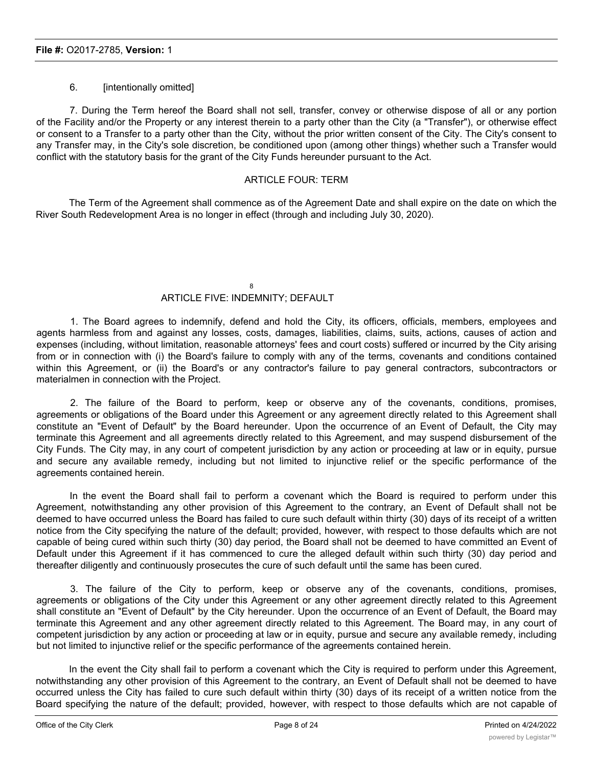6. [intentionally omitted]

7. During the Term hereof the Board shall not sell, transfer, convey or otherwise dispose of all or any portion of the Facility and/or the Property or any interest therein to a party other than the City (a "Transfer"), or otherwise effect or consent to a Transfer to a party other than the City, without the prior written consent of the City. The City's consent to any Transfer may, in the City's sole discretion, be conditioned upon (among other things) whether such a Transfer would conflict with the statutory basis for the grant of the City Funds hereunder pursuant to the Act.

## ARTICLE FOUR: TERM

The Term of the Agreement shall commence as of the Agreement Date and shall expire on the date on which the River South Redevelopment Area is no longer in effect (through and including July 30, 2020).

## ARTICLE FIVE: INDEMNITY; DEFAULT

1. The Board agrees to indemnify, defend and hold the City, its officers, officials, members, employees and agents harmless from and against any losses, costs, damages, liabilities, claims, suits, actions, causes of action and expenses (including, without limitation, reasonable attorneys' fees and court costs) suffered or incurred by the City arising from or in connection with (i) the Board's failure to comply with any of the terms, covenants and conditions contained within this Agreement, or (ii) the Board's or any contractor's failure to pay general contractors, subcontractors or materialmen in connection with the Project.

2. The failure of the Board to perform, keep or observe any of the covenants, conditions, promises, agreements or obligations of the Board under this Agreement or any agreement directly related to this Agreement shall constitute an "Event of Default" by the Board hereunder. Upon the occurrence of an Event of Default, the City may terminate this Agreement and all agreements directly related to this Agreement, and may suspend disbursement of the City Funds. The City may, in any court of competent jurisdiction by any action or proceeding at law or in equity, pursue and secure any available remedy, including but not limited to injunctive relief or the specific performance of the agreements contained herein.

In the event the Board shall fail to perform a covenant which the Board is required to perform under this Agreement, notwithstanding any other provision of this Agreement to the contrary, an Event of Default shall not be deemed to have occurred unless the Board has failed to cure such default within thirty (30) days of its receipt of a written notice from the City specifying the nature of the default; provided, however, with respect to those defaults which are not capable of being cured within such thirty (30) day period, the Board shall not be deemed to have committed an Event of Default under this Agreement if it has commenced to cure the alleged default within such thirty (30) day period and thereafter diligently and continuously prosecutes the cure of such default until the same has been cured.

3. The failure of the City to perform, keep or observe any of the covenants, conditions, promises, agreements or obligations of the City under this Agreement or any other agreement directly related to this Agreement shall constitute an "Event of Default" by the City hereunder. Upon the occurrence of an Event of Default, the Board may terminate this Agreement and any other agreement directly related to this Agreement. The Board may, in any court of competent jurisdiction by any action or proceeding at law or in equity, pursue and secure any available remedy, including but not limited to injunctive relief or the specific performance of the agreements contained herein.

In the event the City shall fail to perform a covenant which the City is required to perform under this Agreement, notwithstanding any other provision of this Agreement to the contrary, an Event of Default shall not be deemed to have occurred unless the City has failed to cure such default within thirty (30) days of its receipt of a written notice from the Board specifying the nature of the default; provided, however, with respect to those defaults which are not capable of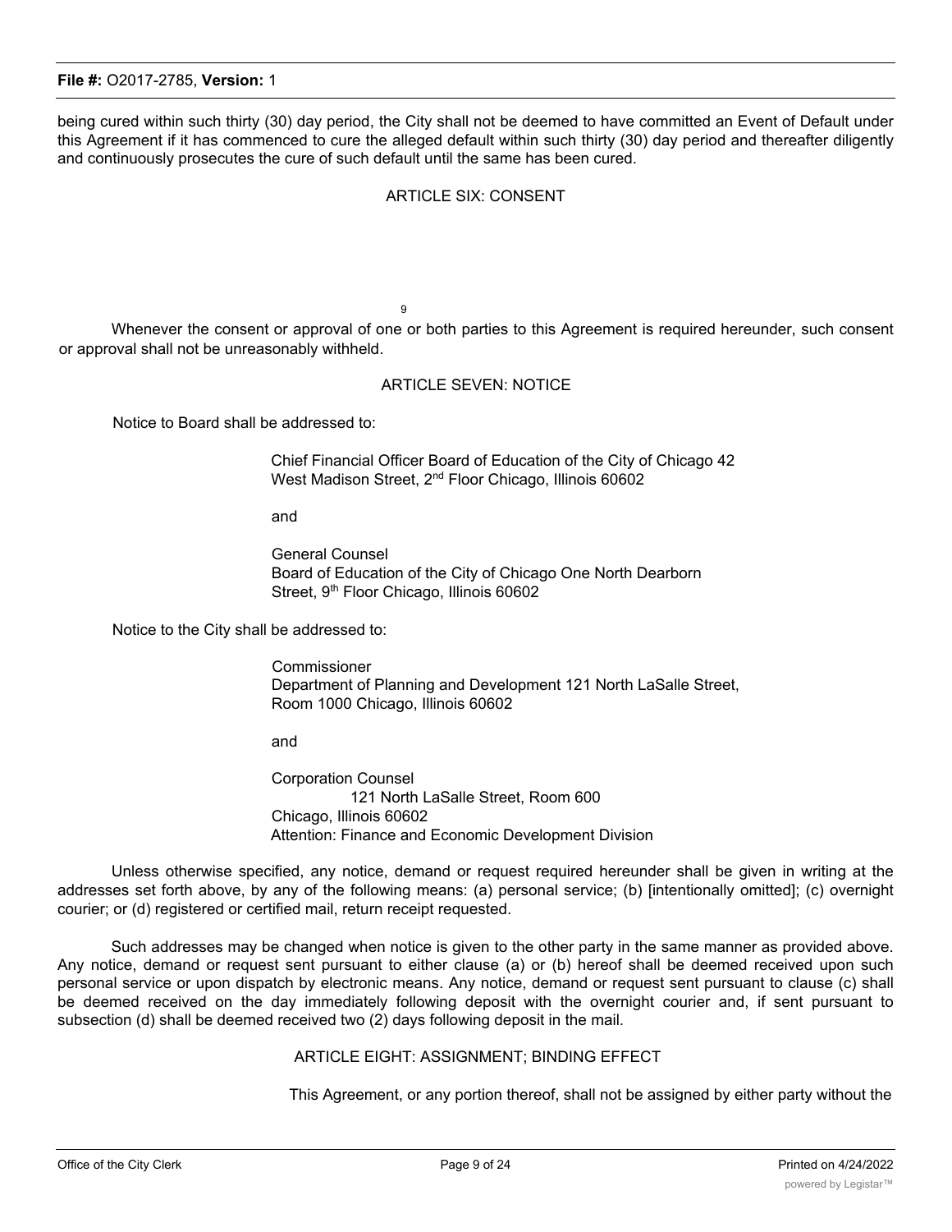being cured within such thirty (30) day period, the City shall not be deemed to have committed an Event of Default under this Agreement if it has commenced to cure the alleged default within such thirty (30) day period and thereafter diligently and continuously prosecutes the cure of such default until the same has been cured.

## ARTICLE SIX: CONSENT

Whenever the consent or approval of one or both parties to this Agreement is required hereunder, such consent or approval shall not be unreasonably withheld.

## ARTICLE SEVEN: NOTICE

Notice to Board shall be addressed to:

Chief Financial Officer Board of Education of the City of Chicago 42 West Madison Street, 2nd Floor Chicago, Illinois 60602

and

General Counsel
Board of Education of the City of Chicago One North Dearborn Street, 9th Floor Chicago, Illinois 60602

Notice to the City shall be addressed to:

Commissioner
Department of Planning and Development 121 North LaSalle Street, Room 1000 Chicago, Illinois 60602

and

Corporation Counsel
121 North LaSalle Street, Room 600
Chicago, Illinois 60602
Attention: Finance and Economic Development Division

Unless otherwise specified, any notice, demand or request required hereunder shall be given in writing at the addresses set forth above, by any of the following means: (a) personal service; (b) [intentionally omitted]; (c) overnight courier; or (d) registered or certified mail, return receipt requested.

Such addresses may be changed when notice is given to the other party in the same manner as provided above. Any notice, demand or request sent pursuant to either clause (a) or (b) hereof shall be deemed received upon such personal service or upon dispatch by electronic means. Any notice, demand or request sent pursuant to clause (c) shall be deemed received on the day immediately following deposit with the overnight courier and, if sent pursuant to subsection (d) shall be deemed received two (2) days following deposit in the mail.

## ARTICLE EIGHT: ASSIGNMENT; BINDING EFFECT

This Agreement, or any portion thereof, shall not be assigned by either party without the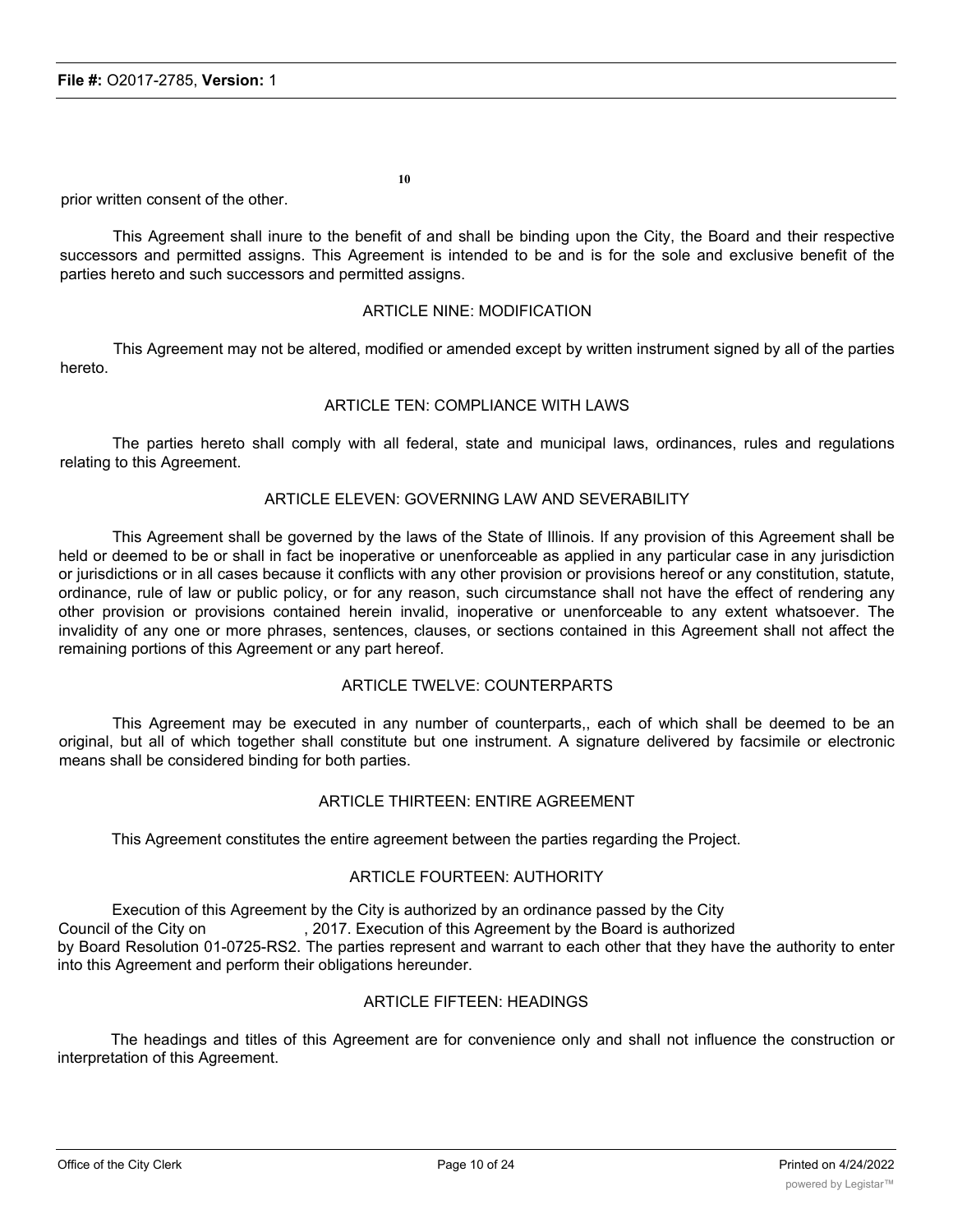prior written consent of the other.

This Agreement shall inure to the benefit of and shall be binding upon the City, the Board and their respective successors and permitted assigns. This Agreement is intended to be and is for the sole and exclusive benefit of the parties hereto and such successors and permitted assigns.

ARTICLE NINE: MODIFICATION

This Agreement may not be altered, modified or amended except by written instrument signed by all of the parties hereto.

ARTICLE TEN: COMPLIANCE WITH LAWS

The parties hereto shall comply with all federal, state and municipal laws, ordinances, rules and regulations relating to this Agreement.

ARTICLE ELEVEN: GOVERNING LAW AND SEVERABILITY

This Agreement shall be governed by the laws of the State of Illinois. If any provision of this Agreement shall be held or deemed to be or shall in fact be inoperative or unenforceable as applied in any particular case in any jurisdiction or jurisdictions or in all cases because it conflicts with any other provision or provisions hereof or any constitution, statute, ordinance, rule of law or public policy, or for any reason, such circumstance shall not have the effect of rendering any other provision or provisions contained herein invalid, inoperative or unenforceable to any extent whatsoever. The invalidity of any one or more phrases, sentences, clauses, or sections contained in this Agreement shall not affect the remaining portions of this Agreement or any part hereof.

ARTICLE TWELVE: COUNTERPARTS

This Agreement may be executed in any number of counterparts,, each of which shall be deemed to be an original, but all of which together shall constitute but one instrument. A signature delivered by facsimile or electronic means shall be considered binding for both parties.

ARTICLE THIRTEEN: ENTIRE AGREEMENT

This Agreement constitutes the entire agreement between the parties regarding the Project.

ARTICLE FOURTEEN: AUTHORITY

Execution of this Agreement by the City is authorized by an ordinance passed by the City Council of the City on                    , 2017. Execution of this Agreement by the Board is authorized by Board Resolution 01-0725-RS2. The parties represent and warrant to each other that they have the authority to enter into this Agreement and perform their obligations hereunder.

ARTICLE FIFTEEN: HEADINGS

The headings and titles of this Agreement are for convenience only and shall not influence the construction or interpretation of this Agreement.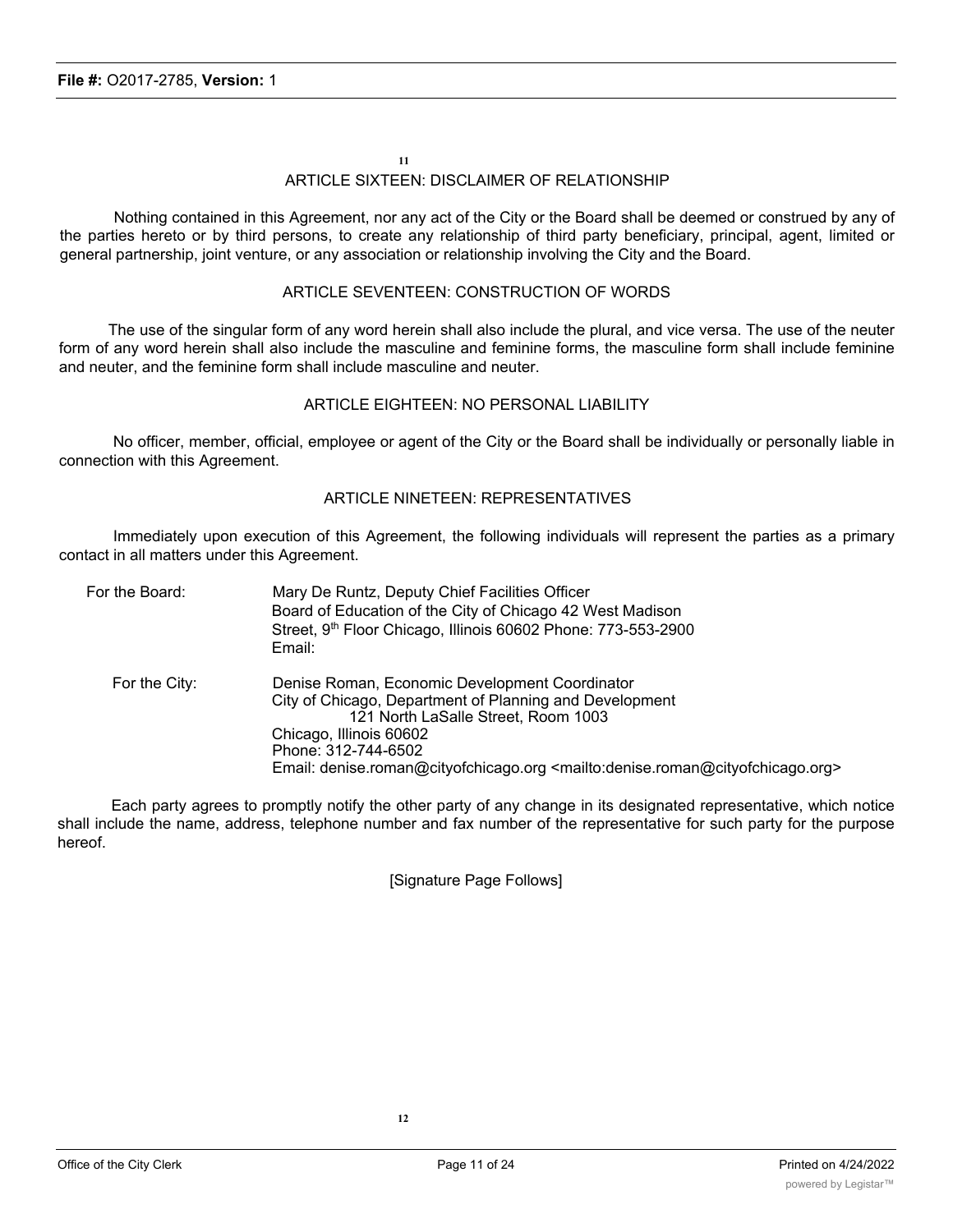## ARTICLE SIXTEEN: DISCLAIMER OF RELATIONSHIP

Nothing contained in this Agreement, nor any act of the City or the Board shall be deemed or construed by any of the parties hereto or by third persons, to create any relationship of third party beneficiary, principal, agent, limited or general partnership, joint venture, or any association or relationship involving the City and the Board.

## ARTICLE SEVENTEEN: CONSTRUCTION OF WORDS

The use of the singular form of any word herein shall also include the plural, and vice versa. The use of the neuter form of any word herein shall also include the masculine and feminine forms, the masculine form shall include feminine and neuter, and the feminine form shall include masculine and neuter.

## ARTICLE EIGHTEEN: NO PERSONAL LIABILITY

No officer, member, official, employee or agent of the City or the Board shall be individually or personally liable in connection with this Agreement.

## ARTICLE NINETEEN: REPRESENTATIVES

Immediately upon execution of this Agreement, the following individuals will represent the parties as a primary contact in all matters under this Agreement.

For the Board:
Mary De Runtz, Deputy Chief Facilities Officer
Board of Education of the City of Chicago 42 West Madison
Street, 9th Floor Chicago, Illinois 60602 Phone: 773-553-2900
Email:

For the City:
Denise Roman, Economic Development Coordinator
City of Chicago, Department of Planning and Development
121 North LaSalle Street, Room 1003
Chicago, Illinois 60602
Phone: 312-744-6502
Email: denise.roman@cityofchicago.org <mailto:denise.roman@cityofchicago.org>

Each party agrees to promptly notify the other party of any change in its designated representative, which notice shall include the name, address, telephone number and fax number of the representative for such party for the purpose hereof.

[Signature Page Follows]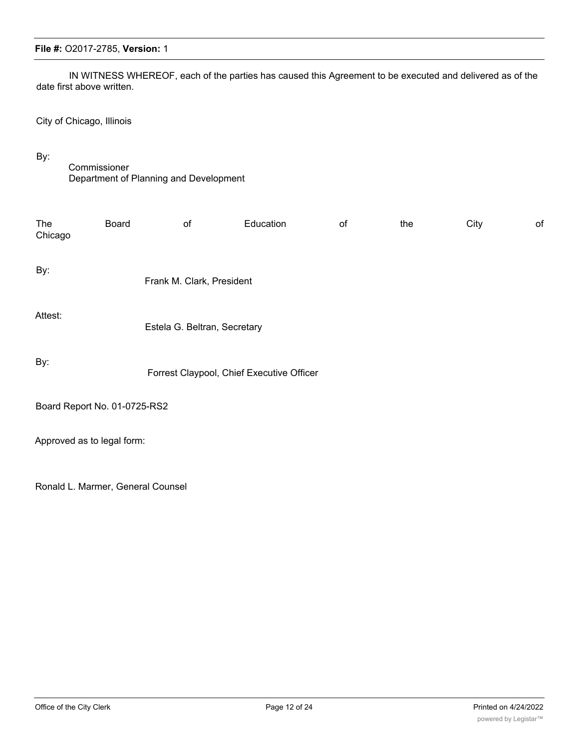IN WITNESS WHEREOF, each of the parties has caused this Agreement to be executed and delivered as of the date first above written.

City of Chicago, Illinois

By:
Commissioner
Department of Planning and Development

The Board of Education of the City of Chicago

By:
Frank M. Clark, President

Attest:
Estela G. Beltran, Secretary

By:
Forrest Claypool, Chief Executive Officer

Board Report No. 01-0725-RS2

Approved as to legal form:

Ronald L. Marmer, General Counsel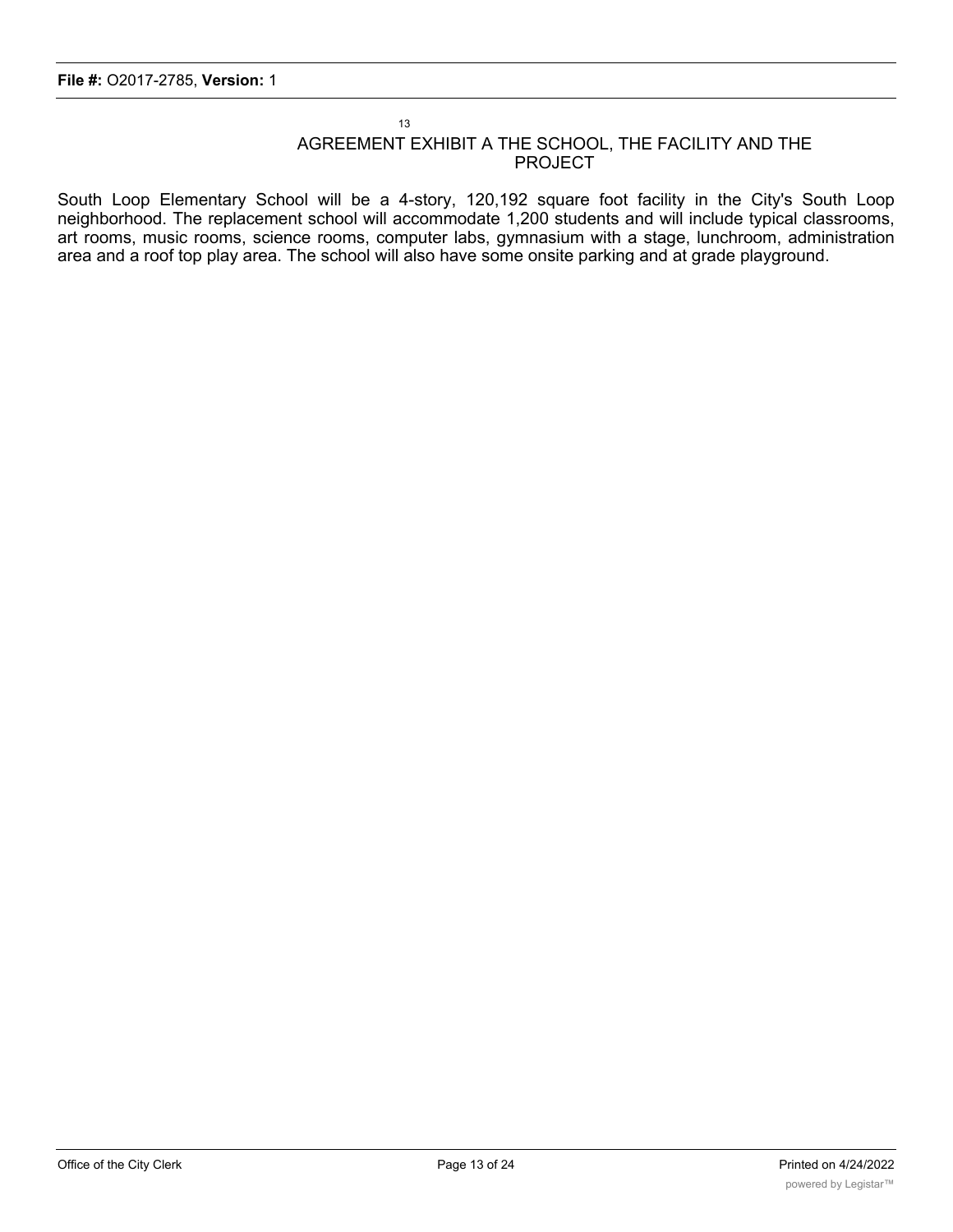## AGREEMENT EXHIBIT A THE SCHOOL, THE FACILITY AND THE PROJECT

South Loop Elementary School will be a 4-story, 120,192 square foot facility in the City's South Loop neighborhood. The replacement school will accommodate 1,200 students and will include typical classrooms, art rooms, music rooms, science rooms, computer labs, gymnasium with a stage, lunchroom, administration area and a roof top play area. The school will also have some onsite parking and at grade playground.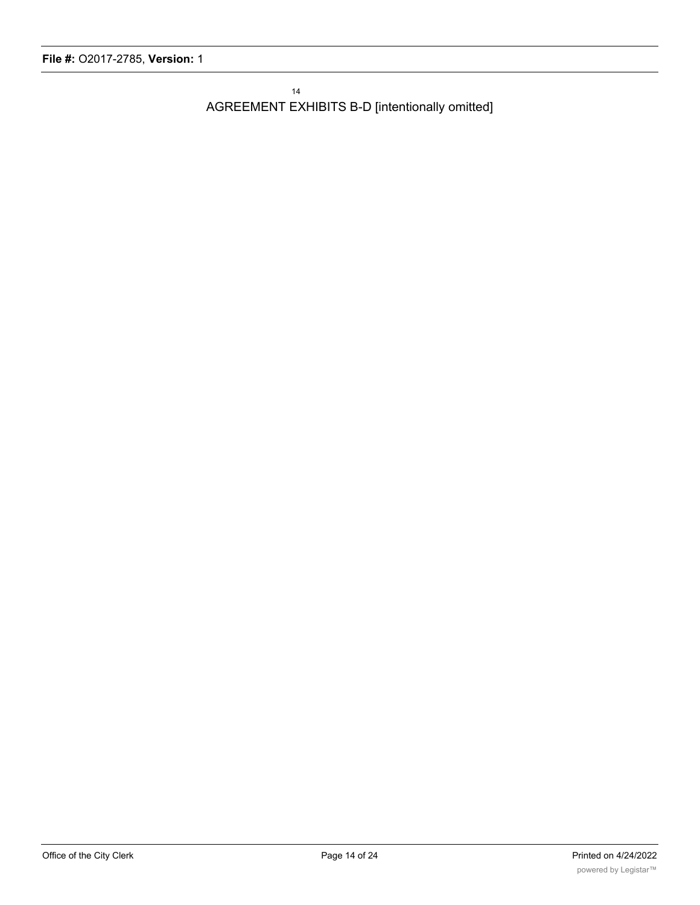AGREEMENT EXHIBITS B-D [intentionally omitted]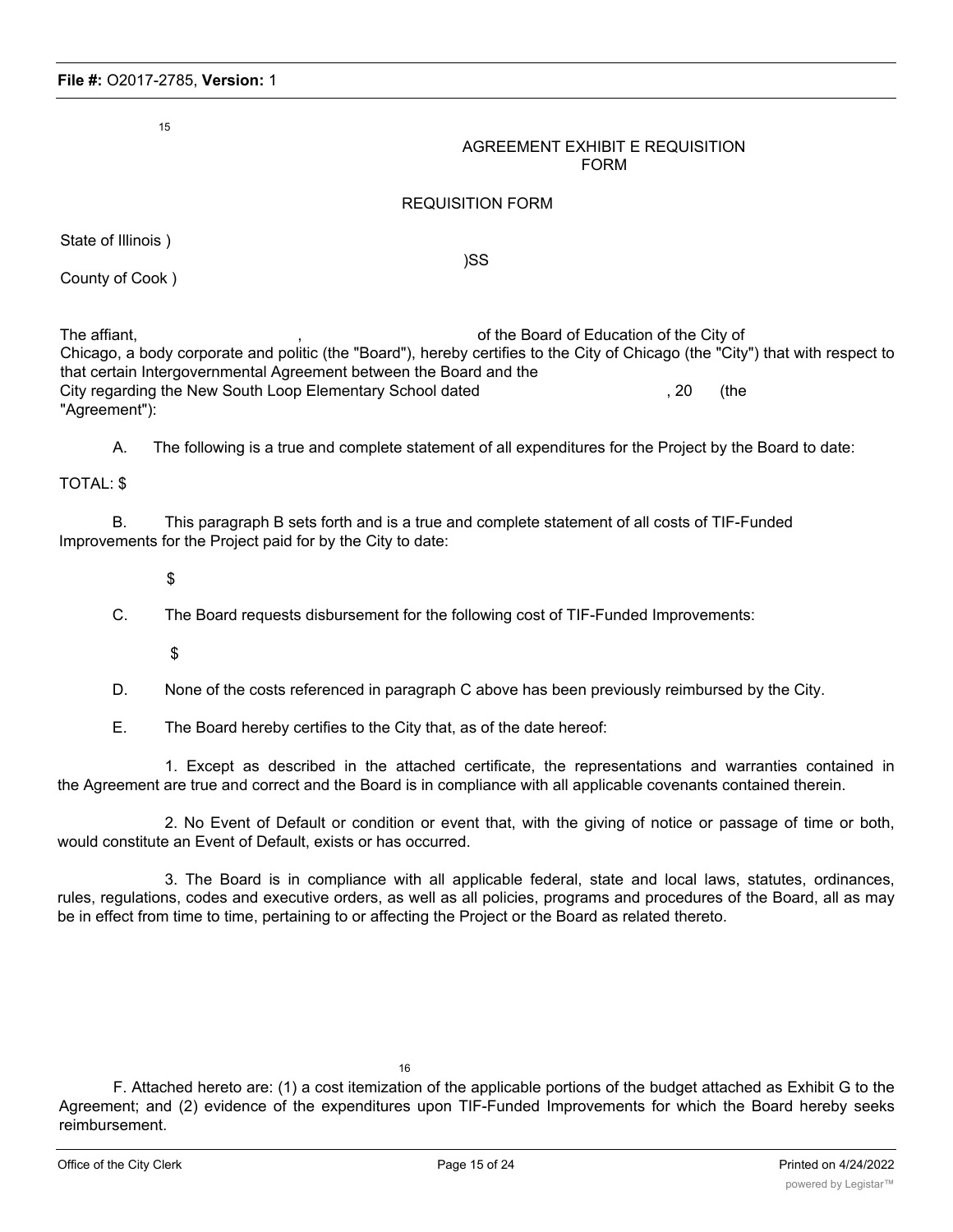**File #:** O2017-2785, **Version:** 1

15

AGREEMENT EXHIBIT E REQUISITION FORM

REQUISITION FORM

State of Illinois )

)SS

County of Cook )

The affiant, , of the Board of Education of the City of Chicago, a body corporate and politic (the "Board"), hereby certifies to the City of Chicago (the "City") that with respect to that certain Intergovernmental Agreement between the Board and the City regarding the New South Loop Elementary School dated , 20 (the "Agreement"):

A. The following is a true and complete statement of all expenditures for the Project by the Board to date:

TOTAL: $

B. This paragraph B sets forth and is a true and complete statement of all costs of TIF-Funded Improvements for the Project paid for by the City to date:

$

C. The Board requests disbursement for the following cost of TIF-Funded Improvements:

$

D. None of the costs referenced in paragraph C above has been previously reimbursed by the City.

E. The Board hereby certifies to the City that, as of the date hereof:

1. Except as described in the attached certificate, the representations and warranties contained in the Agreement are true and correct and the Board is in compliance with all applicable covenants contained therein.

2. No Event of Default or condition or event that, with the giving of notice or passage of time or both, would constitute an Event of Default, exists or has occurred.

3. The Board is in compliance with all applicable federal, state and local laws, statutes, ordinances, rules, regulations, codes and executive orders, as well as all policies, programs and procedures of the Board, all as may be in effect from time to time, pertaining to or affecting the Project or the Board as related thereto.

16

F. Attached hereto are: (1) a cost itemization of the applicable portions of the budget attached as Exhibit G to the Agreement; and (2) evidence of the expenditures upon TIF-Funded Improvements for which the Board hereby seeks reimbursement.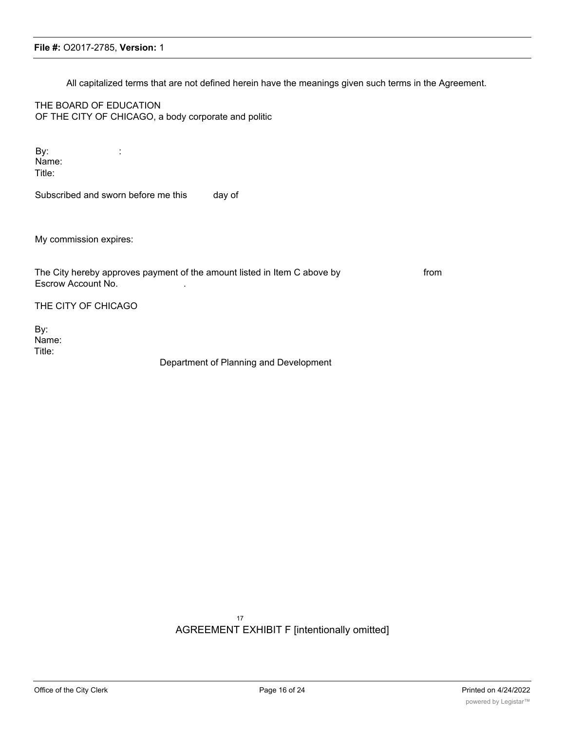All capitalized terms that are not defined herein have the meanings given such terms in the Agreement.

THE BOARD OF EDUCATION
OF THE CITY OF CHICAGO, a body corporate and politic

By: :
Name:
Title:

Subscribed and sworn before me this day of

My commission expires:

The City hereby approves payment of the amount listed in Item C above by from Escrow Account No. .

THE CITY OF CHICAGO

By:
Name:
Title:
Department of Planning and Development

17

AGREEMENT EXHIBIT F [intentionally omitted]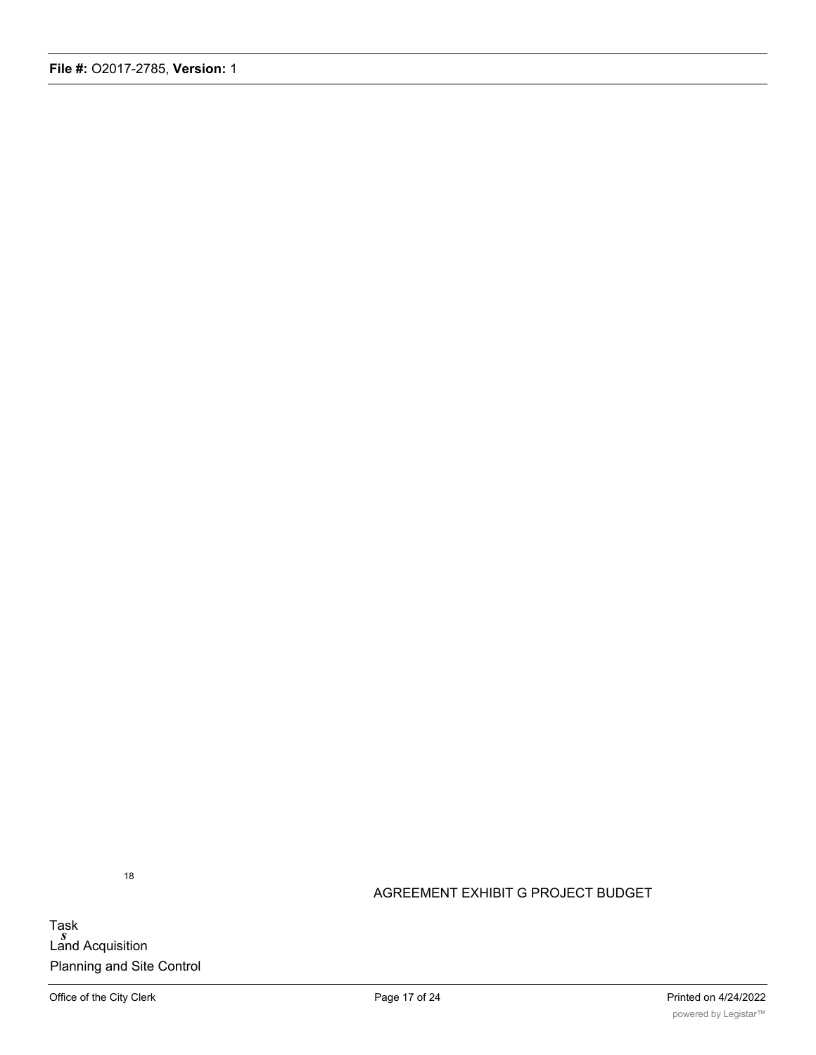18

AGREEMENT EXHIBIT G PROJECT BUDGET

Task
*s*
Land Acquisition

Planning and Site Control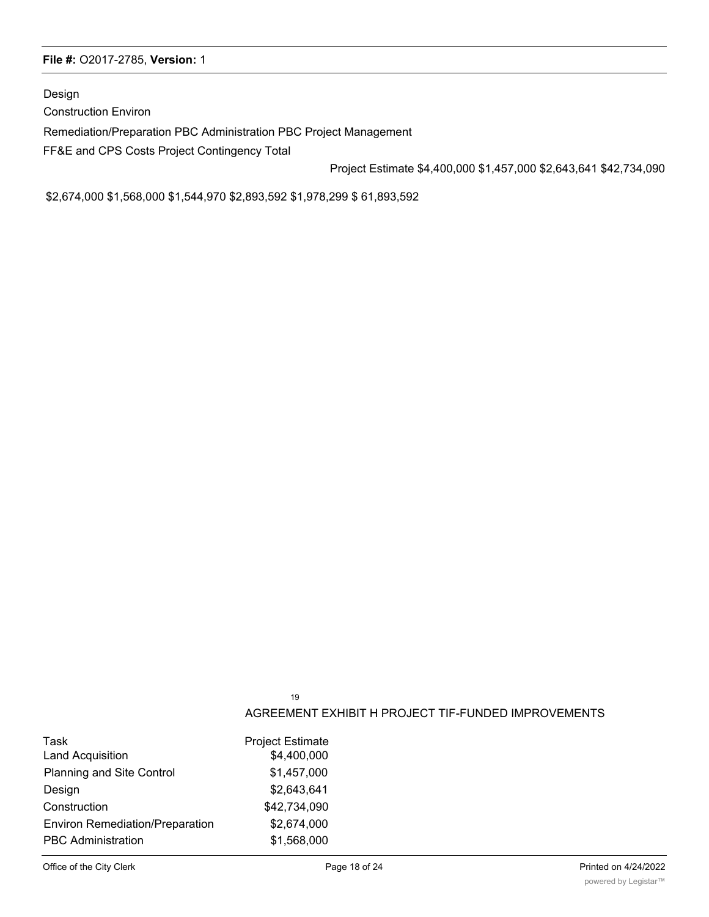Design

Construction Environ

Remediation/Preparation PBC Administration PBC Project Management

FF&E and CPS Costs Project Contingency Total

Project Estimate $4,400,000 $1,457,000 $2,643,641 $42,734,090

$2,674,000 $1,568,000 $1,544,970 $2,893,592 $1,978,299 $ 61,893,592

19

AGREEMENT EXHIBIT H PROJECT TIF-FUNDED IMPROVEMENTS

| Task | Project Estimate |
|---|---|
| Land Acquisition | $4,400,000 |
| Planning and Site Control | $1,457,000 |
| Design | $2,643,641 |
| Construction | $42,734,090 |
| Environ Remediation/Preparation | $2,674,000 |
| PBC Administration | $1,568,000 |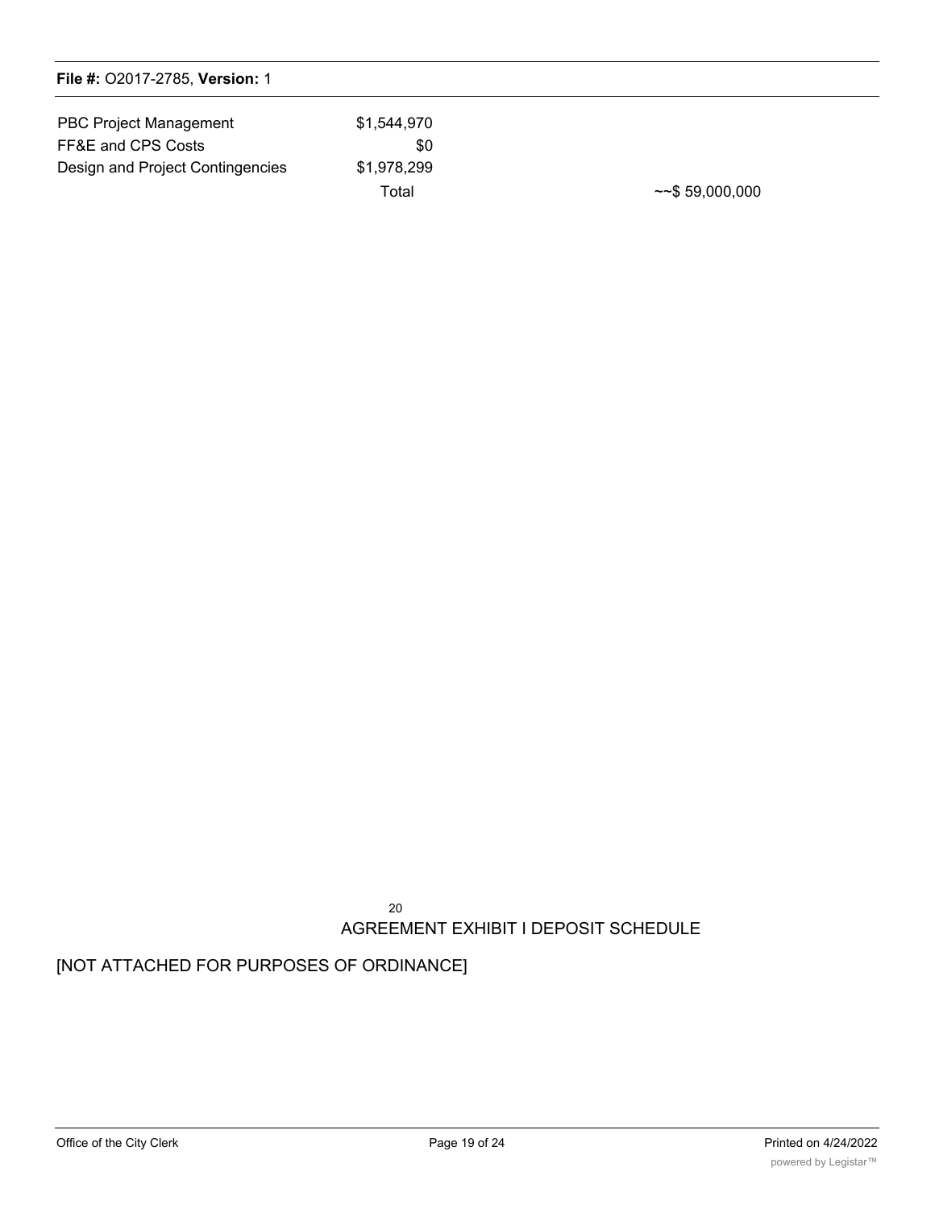| | | |
|---|---|---|
| PBC Project Management | $1,544,970 | |
| FF&E and CPS Costs | $0 | |
| Design and Project Contingencies | $1,978,299 | |
| | Total | ~~$ 59,000,000 |

20

AGREEMENT EXHIBIT I DEPOSIT SCHEDULE

[NOT ATTACHED FOR PURPOSES OF ORDINANCE]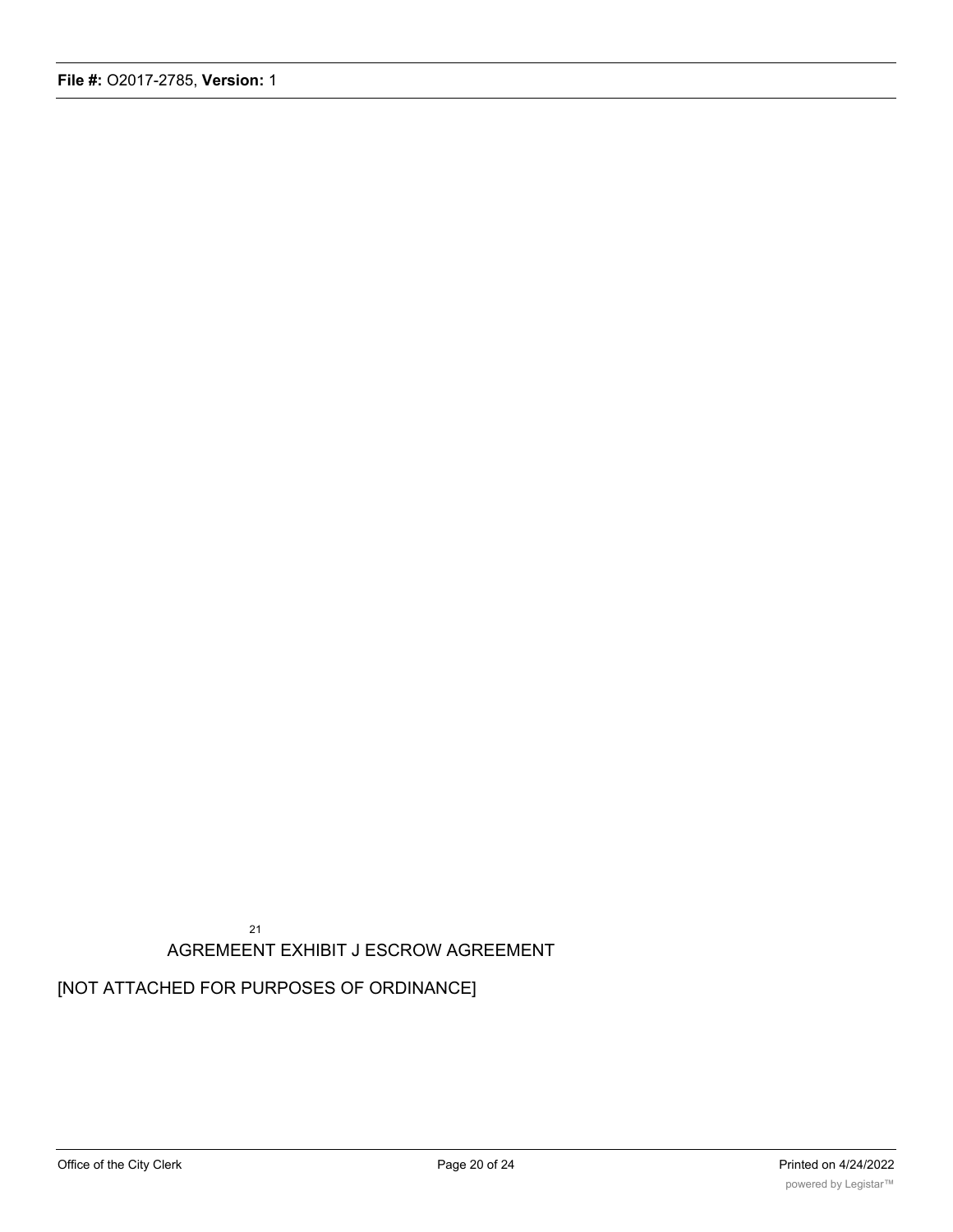21

AGREMEENT EXHIBIT J ESCROW AGREEMENT

[NOT ATTACHED FOR PURPOSES OF ORDINANCE]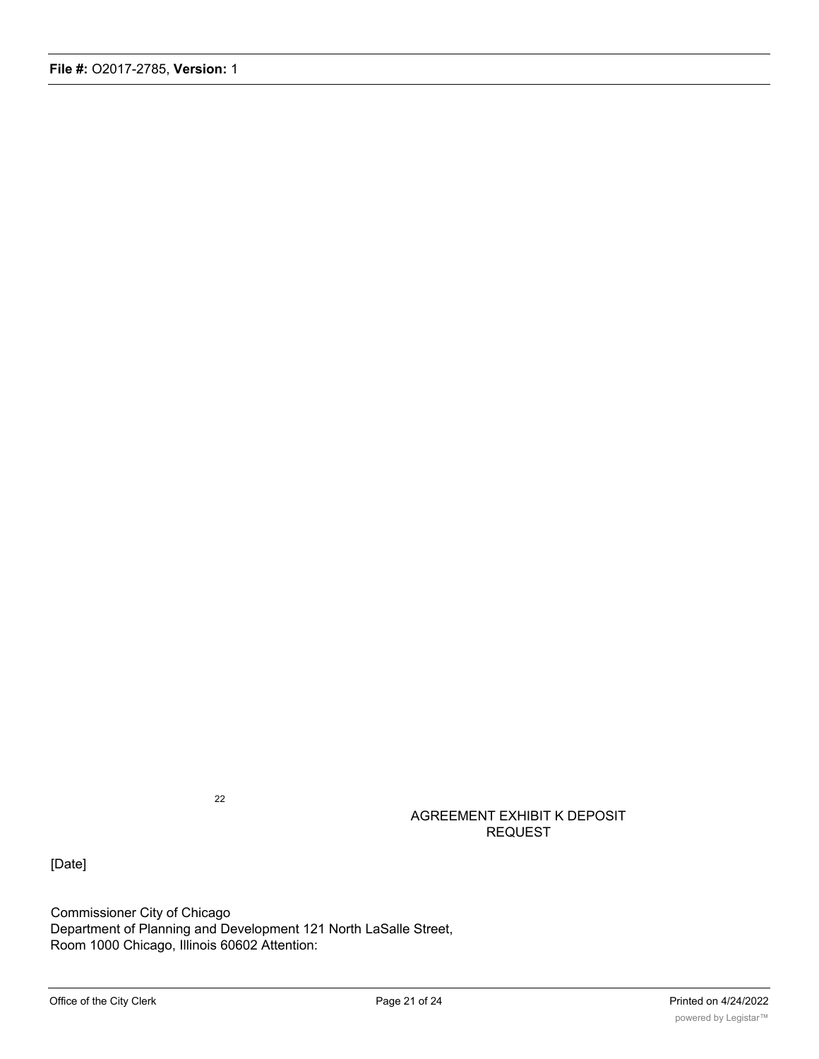22

AGREEMENT EXHIBIT K DEPOSIT REQUEST

[Date]

Commissioner City of Chicago
Department of Planning and Development 121 North LaSalle Street,
Room 1000 Chicago, Illinois 60602 Attention: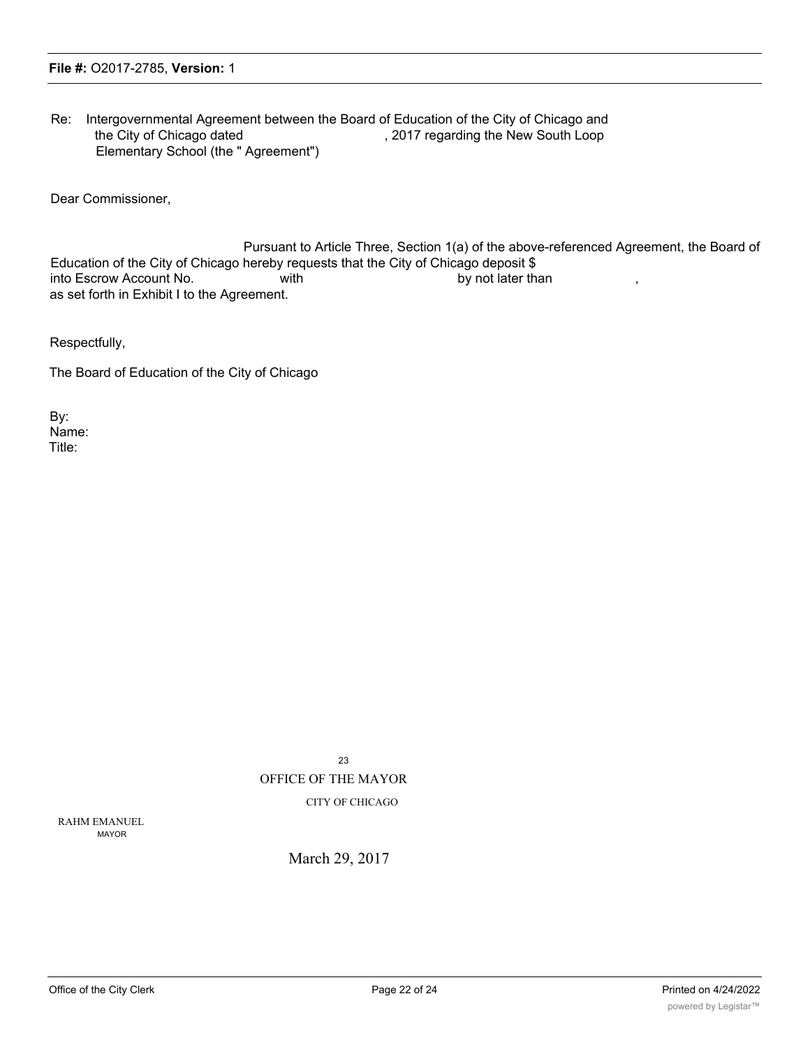Re: Intergovernmental Agreement between the Board of Education of the City of Chicago and the City of Chicago dated , 2017 regarding the New South Loop Elementary School (the " Agreement")

Dear Commissioner,

Pursuant to Article Three, Section 1(a) of the above-referenced Agreement, the Board of Education of the City of Chicago hereby requests that the City of Chicago deposit $ into Escrow Account No. with by not later than , as set forth in Exhibit I to the Agreement.

Respectfully,

The Board of Education of the City of Chicago

By:
Name:
Title:

23

OFFICE OF THE MAYOR

CITY OF CHICAGO

RAHM EMANUEL
MAYOR

March 29, 2017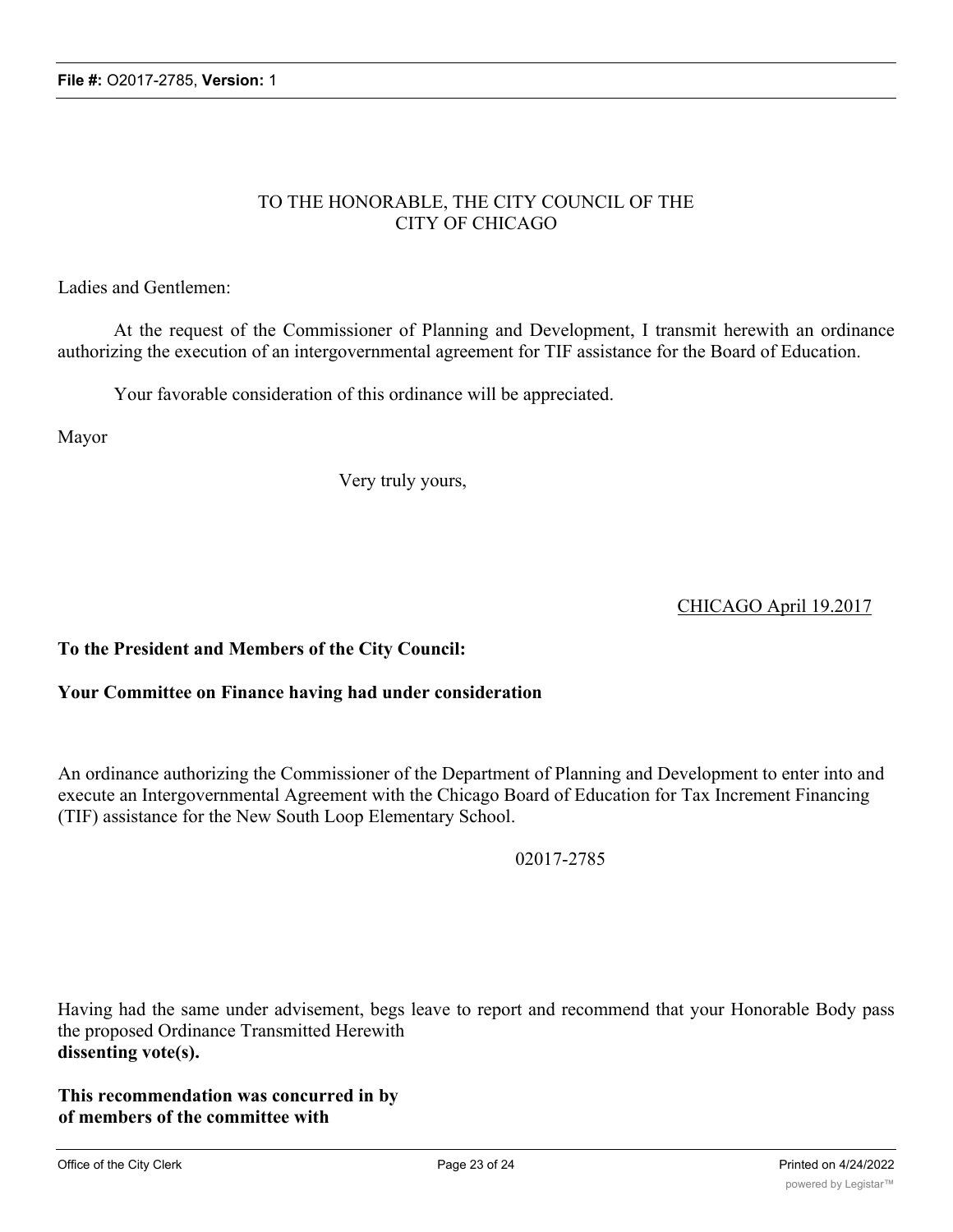TO THE HONORABLE, THE CITY COUNCIL OF THE CITY OF CHICAGO

Ladies and Gentlemen:

At the request of the Commissioner of Planning and Development, I transmit herewith an ordinance authorizing the execution of an intergovernmental agreement for TIF assistance for the Board of Education.

Your favorable consideration of this ordinance will be appreciated.

Mayor

Very truly yours,

CHICAGO April 19.2017

**To the President and Members of the City Council:**

**Your Committee on Finance having had under consideration**

An ordinance authorizing the Commissioner of the Department of Planning and Development to enter into and execute an Intergovernmental Agreement with the Chicago Board of Education for Tax Increment Financing (TIF) assistance for the New South Loop Elementary School.

02017-2785

Having had the same under advisement, begs leave to report and recommend that your Honorable Body pass the proposed Ordinance Transmitted Herewith
**dissenting vote(s).**

**This recommendation was concurred in by of members of the committee with**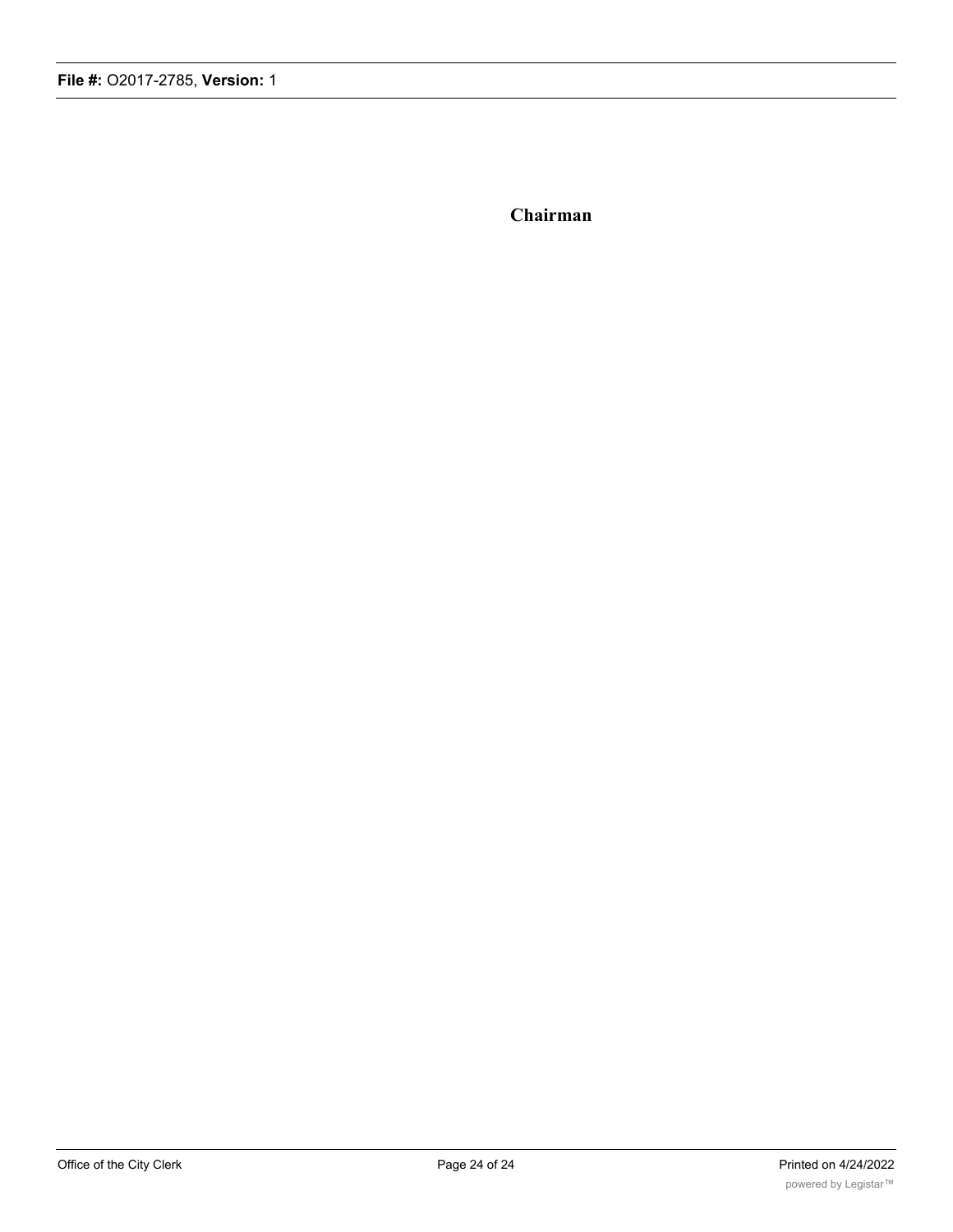**Chairman**